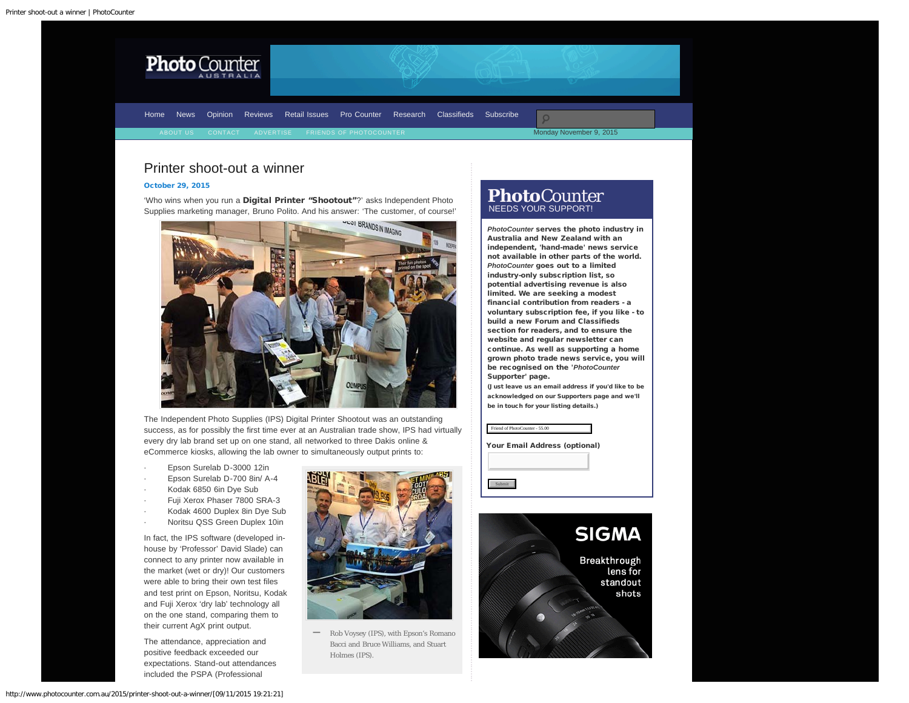# Printer shoot-out a winner

**October 29, 2015**

'Who wins when you run a **Digital Printer "Shootout"**?' asks Independent Photo Supplies marketing manager, Bruno Polito. And his answer: 'The customer, of course!'

The Independent Photo Supplies (IPS) Digital Printer Shootout was an outstanding success, as for possibly the first time ever at an Australian trade show, IPS had virtually every dry lab brand set up on one stand, all networked to three Dakis online & eCommerce kiosks, allowing the lab owner to simultaneously output prints to:

- Epson Surelab D-3000 12in
- Epson Surelab D-700 8in/ A-4
- Kodak 6850 6in Dye Sub
- Fuji Xerox Phaser 7800 SRA-3
- Kodak 4600 Duplex 8in Dye Sub
- Noritsu QSS Green Duplex 10in

Rob Voysey (IPS), with Epson's Romano Bacci and Bruce Williams, and Stuart Holmes (IPS).

In fact, the IPS software (developed in-house by 'Professor' David Slade) can connect to any printer now available in the market (wet or dry)! Our customers were able to bring their own test files and test print on Epson, Noritsu, Kodak and Fuji Xerox 'dry lab' technology all on the one stand, comparing them to their current AgX print output.

The attendance, appreciation and positive feedback exceeded our expectations. Stand-out attendances included the PSPA (Professional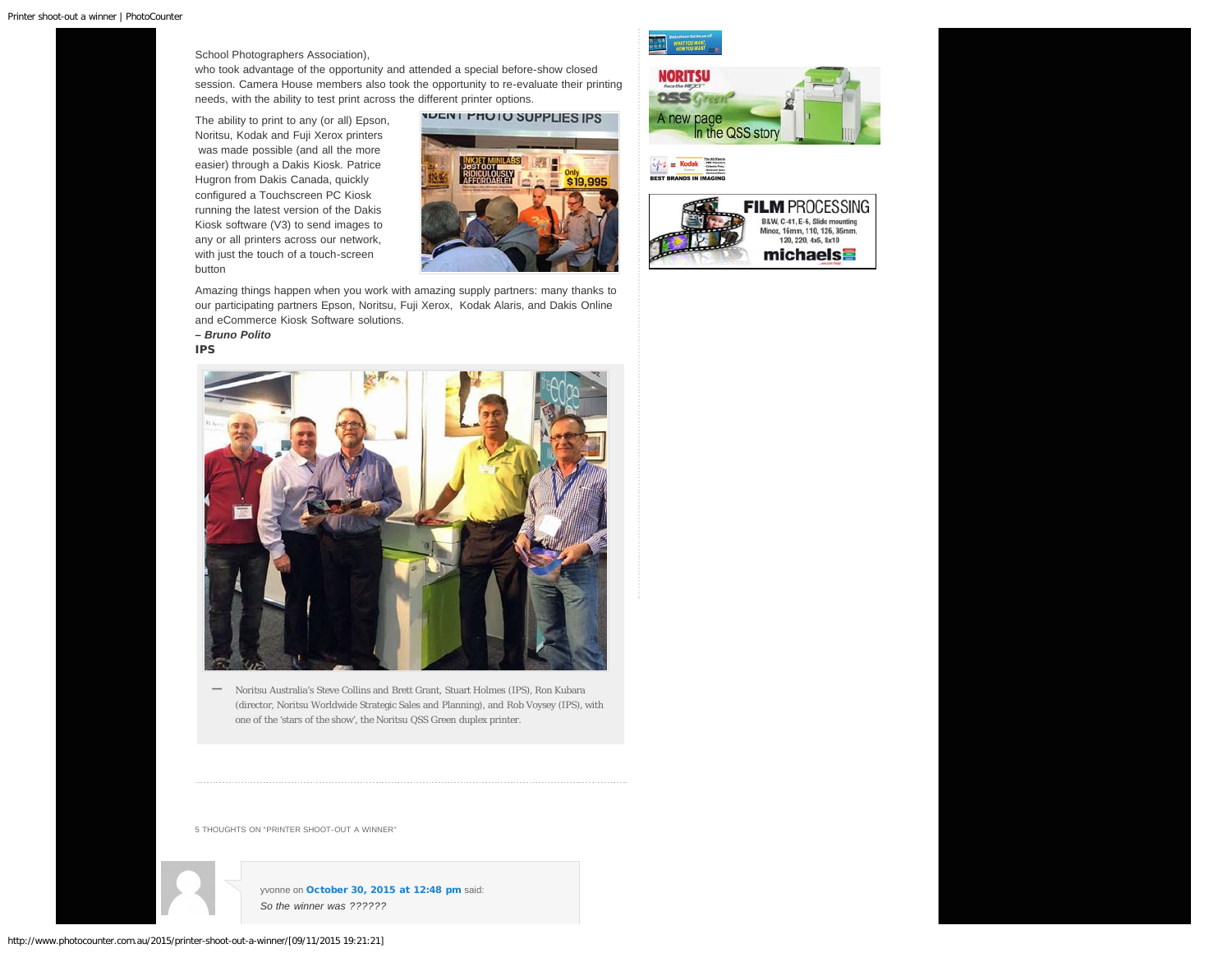School Photographers Association), who took advantage of the opportunity and attended a special before-show closed session. Camera House members also took the opportunity to re-evaluate their printing needs, with the ability to test print across the different printer options.

The ability to print to any (or all) Epson, Noritsu, Kodak and Fuji Xerox printers was made possible (and all the more easier) through a Dakis Kiosk. Patrice Hugron from Dakis Canada, quickly configured a Touchscreen PC Kiosk running the latest version of the Dakis Kiosk software (V3) to send images to any or all printers across our network, with just the touch of a touch-screen button

Amazing things happen when you work with amazing supply partners: many thanks to our participating partners Epson, Noritsu, Fuji Xerox, Kodak Alaris, and Dakis Online and eCommerce Kiosk Software solutions.

***– Bruno Polito***

**IPS**

Noritsu Australia's Steve Collins and Brett Grant, Stuart Holmes (IPS), Ron Kubara (director, Noritsu Worldwide Strategic Sales and Planning), and Rob Voysey (IPS), with one of the 'stars of the show', the Noritsu QSS Green duplex printer.

5 THOUGHTS ON "PRINTER SHOOT-OUT A WINNER"

yvonne on **October 30, 2015 at 12:48 pm** said:

*So the winner was ??????*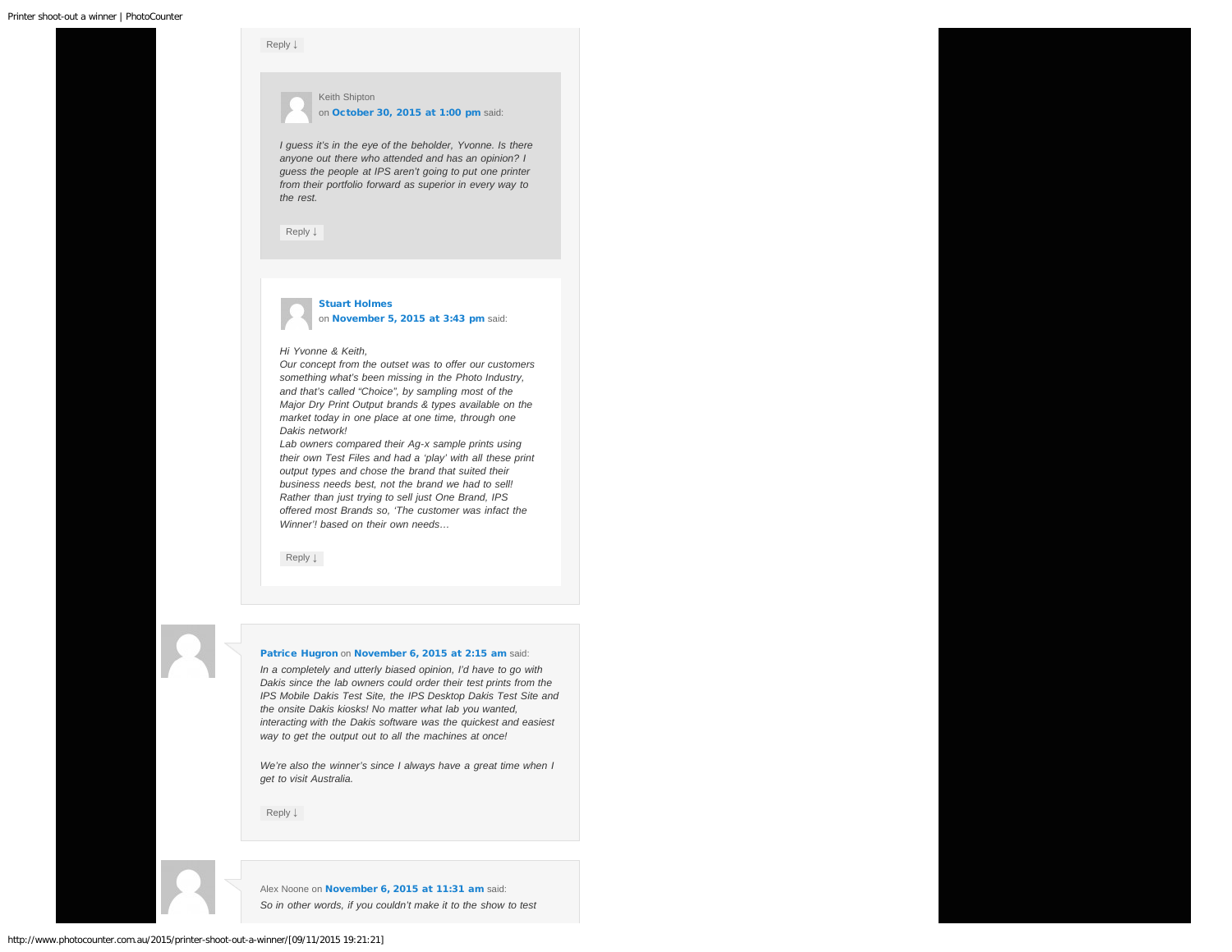Reply ↓

Keith Shipton on **October 30, 2015 at 1:00 pm** said:

*I guess it's in the eye of the beholder, Yvonne. Is there anyone out there who attended and has an opinion? I guess the people at IPS aren't going to put one printer from their portfolio forward as superior in every way to the rest.*

Reply ↓

**Stuart Holmes** on **November 5, 2015 at 3:43 pm** said:

*Hi Yvonne & Keith,*
*Our concept from the outset was to offer our customers something what's been missing in the Photo Industry, and that's called "Choice", by sampling most of the Major Dry Print Output brands & types available on the market today in one place at one time, through one Dakis network!*
*Lab owners compared their Ag-x sample prints using their own Test Files and had a 'play' with all these print output types and chose the brand that suited their business needs best, not the brand we had to sell! Rather than just trying to sell just One Brand, IPS offered most Brands so, 'The customer was infact the Winner'! based on their own needs…*

Reply ↓

**Patrice Hugron** on **November 6, 2015 at 2:15 am** said:

*In a completely and utterly biased opinion, I'd have to go with Dakis since the lab owners could order their test prints from the IPS Mobile Dakis Test Site, the IPS Desktop Dakis Test Site and the onsite Dakis kiosks! No matter what lab you wanted, interacting with the Dakis software was the quickest and easiest way to get the output out to all the machines at once!*

*We're also the winner's since I always have a great time when I get to visit Australia.*

Reply ↓

Alex Noone on **November 6, 2015 at 11:31 am** said:

*So in other words, if you couldn't make it to the show to test*